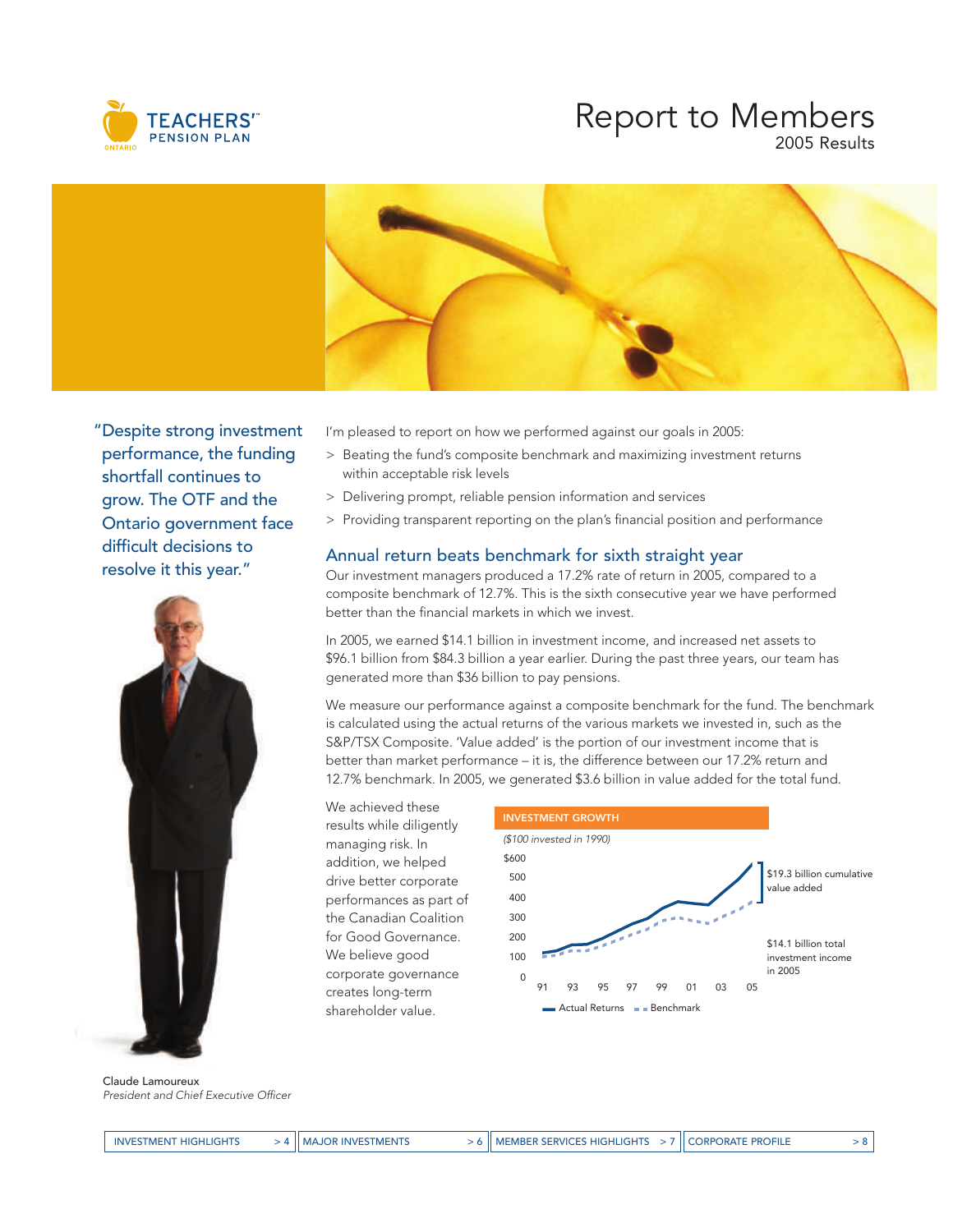TEACHERS' PENSION PLAN ONTARIO

# Report to Members

2005 Results

"Despite strong investment performance, the funding shortfall continues to grow. The OTF and the Ontario government face difficult decisions to resolve it this year."

Claude Lamoureux
*President and Chief Executive Officer*

I'm pleased to report on how we performed against our goals in 2005:

> Beating the fund's composite benchmark and maximizing investment returns within acceptable risk levels
> Delivering prompt, reliable pension information and services
> Providing transparent reporting on the plan's financial position and performance

## Annual return beats benchmark for sixth straight year

Our investment managers produced a 17.2% rate of return in 2005, compared to a composite benchmark of 12.7%. This is the sixth consecutive year we have performed better than the financial markets in which we invest.

In 2005, we earned $14.1 billion in investment income, and increased net assets to $96.1 billion from $84.3 billion a year earlier. During the past three years, our team has generated more than $36 billion to pay pensions.

We measure our performance against a composite benchmark for the fund. The benchmark is calculated using the actual returns of the various markets we invested in, such as the S&P/TSX Composite. 'Value added' is the portion of our investment income that is better than market performance – it is, the difference between our 17.2% return and 12.7% benchmark. In 2005, we generated $3.6 billion in value added for the total fund.

We achieved these results while diligently managing risk. In addition, we helped drive better corporate performances as part of the Canadian Coalition for Good Governance. We believe good corporate governance creates long-term shareholder value.

**INVESTMENT GROWTH**

*($100 invested in 1990)*

$19.3 billion cumulative value added

$14.1 billion total investment income in 2005

Actual Returns / Benchmark

INVESTMENT HIGHLIGHTS > 4 | MAJOR INVESTMENTS > 6 | MEMBER SERVICES HIGHLIGHTS > 7 | CORPORATE PROFILE > 8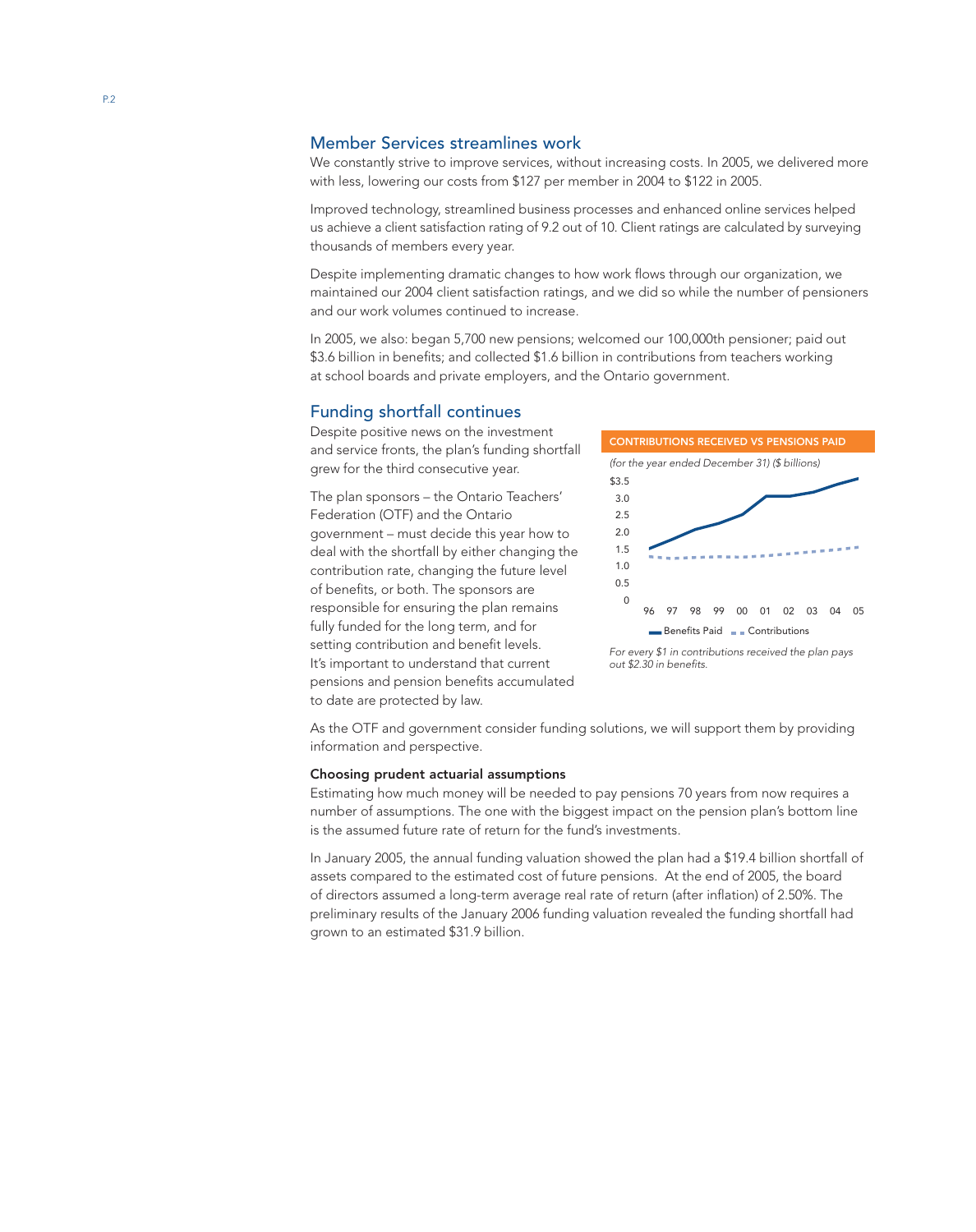## Member Services streamlines work

We constantly strive to improve services, without increasing costs. In 2005, we delivered more with less, lowering our costs from $127 per member in 2004 to $122 in 2005.

Improved technology, streamlined business processes and enhanced online services helped us achieve a client satisfaction rating of 9.2 out of 10. Client ratings are calculated by surveying thousands of members every year.

Despite implementing dramatic changes to how work flows through our organization, we maintained our 2004 client satisfaction ratings, and we did so while the number of pensioners and our work volumes continued to increase.

In 2005, we also: began 5,700 new pensions; welcomed our 100,000th pensioner; paid out $3.6 billion in benefits; and collected $1.6 billion in contributions from teachers working at school boards and private employers, and the Ontario government.

## Funding shortfall continues

Despite positive news on the investment and service fronts, the plan's funding shortfall grew for the third consecutive year.

The plan sponsors – the Ontario Teachers' Federation (OTF) and the Ontario government – must decide this year how to deal with the shortfall by either changing the contribution rate, changing the future level of benefits, or both. The sponsors are responsible for ensuring the plan remains fully funded for the long term, and for setting contribution and benefit levels. It's important to understand that current pensions and pension benefits accumulated to date are protected by law.

**CONTRIBUTIONS RECEIVED VS PENSIONS PAID**

*(for the year ended December 31) ($ billions)*

*For every $1 in contributions received the plan pays out $2.30 in benefits.*

As the OTF and government consider funding solutions, we will support them by providing information and perspective.

### Choosing prudent actuarial assumptions

Estimating how much money will be needed to pay pensions 70 years from now requires a number of assumptions. The one with the biggest impact on the pension plan's bottom line is the assumed future rate of return for the fund's investments.

In January 2005, the annual funding valuation showed the plan had a $19.4 billion shortfall of assets compared to the estimated cost of future pensions. At the end of 2005, the board of directors assumed a long-term average real rate of return (after inflation) of 2.50%. The preliminary results of the January 2006 funding valuation revealed the funding shortfall had grown to an estimated $31.9 billion.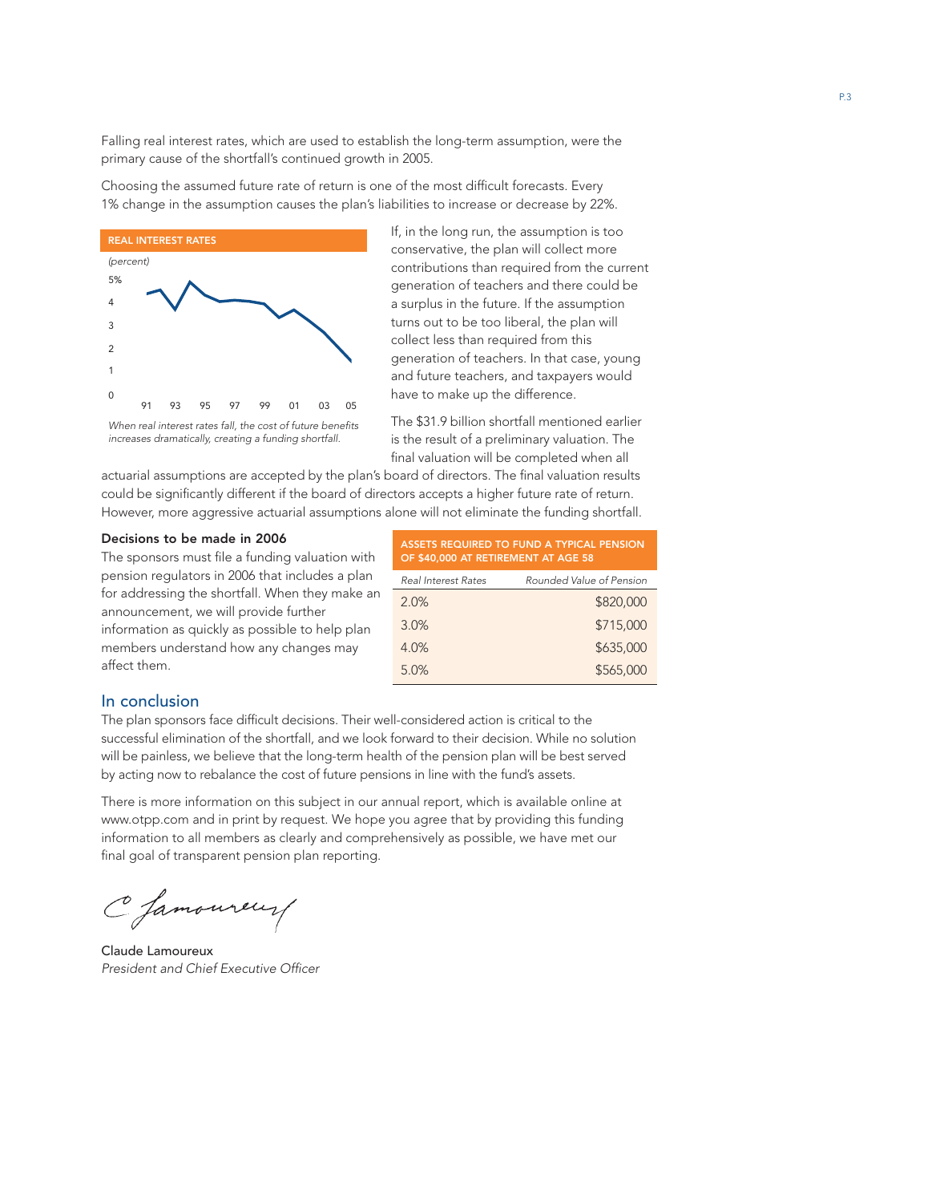Falling real interest rates, which are used to establish the long-term assumption, were the primary cause of the shortfall's continued growth in 2005.

Choosing the assumed future rate of return is one of the most difficult forecasts. Every 1% change in the assumption causes the plan's liabilities to increase or decrease by 22%.

**REAL INTEREST RATES**

*When real interest rates fall, the cost of future benefits increases dramatically, creating a funding shortfall.*

If, in the long run, the assumption is too conservative, the plan will collect more contributions than required from the current generation of teachers and there could be a surplus in the future. If the assumption turns out to be too liberal, the plan will collect less than required from this generation of teachers. In that case, young and future teachers, and taxpayers would have to make up the difference.

The $31.9 billion shortfall mentioned earlier is the result of a preliminary valuation. The final valuation will be completed when all actuarial assumptions are accepted by the plan's board of directors. The final valuation results could be significantly different if the board of directors accepts a higher future rate of return. However, more aggressive actuarial assumptions alone will not eliminate the funding shortfall.

### Decisions to be made in 2006

The sponsors must file a funding valuation with pension regulators in 2006 that includes a plan for addressing the shortfall. When they make an announcement, we will provide further information as quickly as possible to help plan members understand how any changes may affect them.

**ASSETS REQUIRED TO FUND A TYPICAL PENSION OF $40,000 AT RETIREMENT AT AGE 58**

| *Real Interest Rates* | *Rounded Value of Pension* |
| --- | --- |
| 2.0% | $820,000 |
| 3.0% | $715,000 |
| 4.0% | $635,000 |
| 5.0% | $565,000 |

## In conclusion

The plan sponsors face difficult decisions. Their well-considered action is critical to the successful elimination of the shortfall, and we look forward to their decision. While no solution will be painless, we believe that the long-term health of the pension plan will be best served by acting now to rebalance the cost of future pensions in line with the fund's assets.

There is more information on this subject in our annual report, which is available online at www.otpp.com and in print by request. We hope you agree that by providing this funding information to all members as clearly and comprehensively as possible, we have met our final goal of transparent pension plan reporting.

Claude Lamoureux
*President and Chief Executive Officer*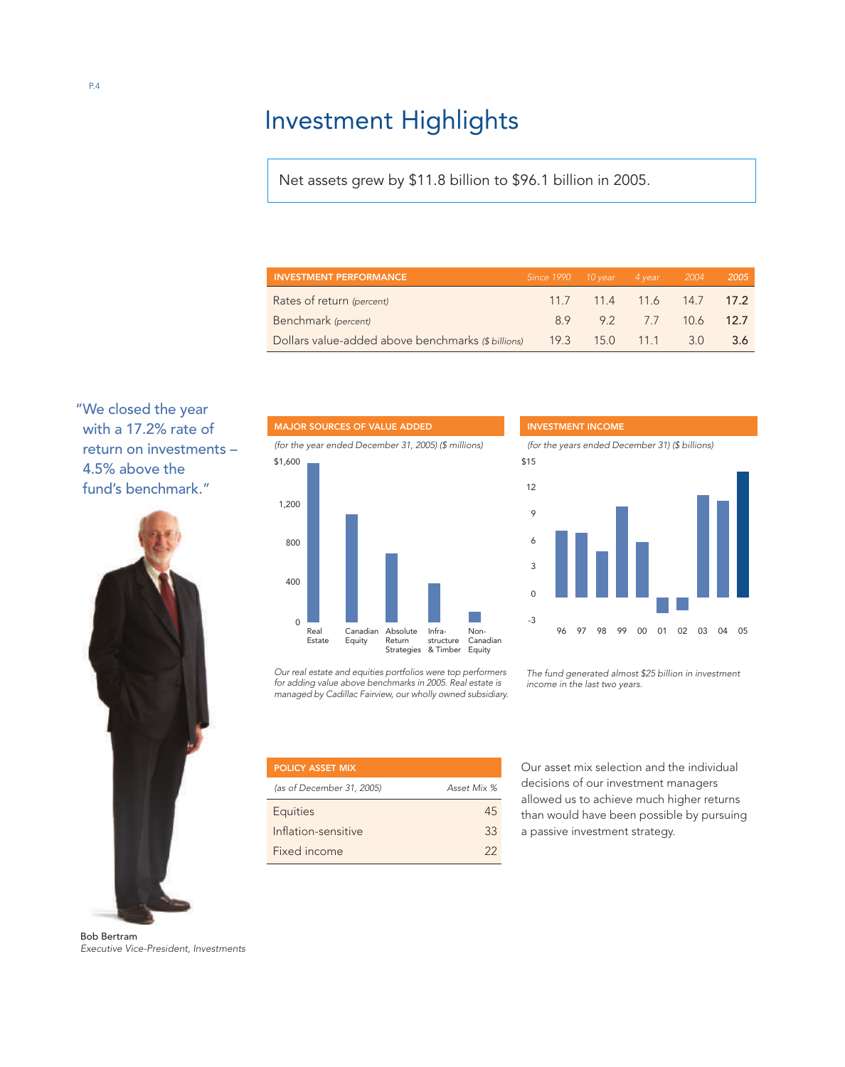# Investment Highlights

Net assets grew by $11.8 billion to $96.1 billion in 2005.

| INVESTMENT PERFORMANCE | Since 1990 | 10 year | 4 year | 2004 | 2005 |
|---|---|---|---|---|---|
| Rates of return *(percent)* | 11.7 | 11.4 | 11.6 | 14.7 | **17.2** |
| Benchmark *(percent)* | 8.9 | 9.2 | 7.7 | 10.6 | **12.7** |
| Dollars value-added above benchmarks *($ billions)* | 19.3 | 15.0 | 11.1 | 3.0 | **3.6** |

"We closed the year with a 17.2% rate of return on investments – 4.5% above the fund's benchmark."

Bob Bertram
*Executive Vice-President, Investments*

**MAJOR SOURCES OF VALUE ADDED**

*(for the year ended December 31, 2005) ($ millions)*

*Our real estate and equities portfolios were top performers for adding value above benchmarks in 2005. Real estate is managed by Cadillac Fairview, our wholly owned subsidiary.*

**INVESTMENT INCOME**

*(for the years ended December 31) ($ billions)*

*The fund generated almost $25 billion in investment income in the last two years.*

| POLICY ASSET MIX | |
|---|---|
| *(as of December 31, 2005)* | *Asset Mix %* |
| Equities | 45 |
| Inflation-sensitive | 33 |
| Fixed income | 22 |

Our asset mix selection and the individual decisions of our investment managers allowed us to achieve much higher returns than would have been possible by pursuing a passive investment strategy.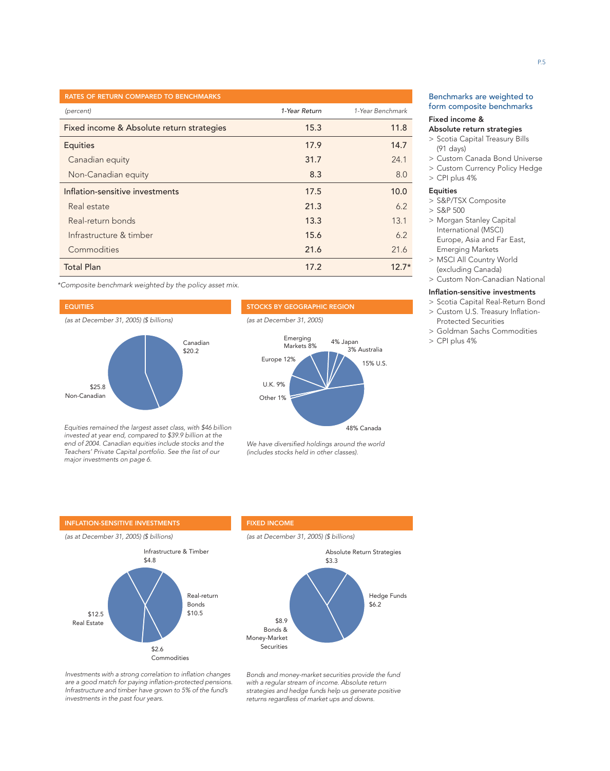## RATES OF RETURN COMPARED TO BENCHMARKS

| *(percent)* | *1-Year Return* | *1-Year Benchmark* |
|---|---|---|
| Fixed income & Absolute return strategies | 15.3 | 11.8 |
| Equities | 17.9 | 14.7 |
| Canadian equity | 31.7 | 24.1 |
| Non-Canadian equity | 8.3 | 8.0 |
| Inflation-sensitive investments | 17.5 | 10.0 |
| Real estate | 21.3 | 6.2 |
| Real-return bonds | 13.3 | 13.1 |
| Infrastructure & timber | 15.6 | 6.2 |
| Commodities | 21.6 | 21.6 |
| Total Plan | 17.2 | 12.7* |

*\*Composite benchmark weighted by the policy asset mix.*

## EQUITIES

*(as at December 31, 2005) ($ billions)*

Canadian $20.2

$25.8 Non-Canadian

*Equities remained the largest asset class, with $46 billion invested at year end, compared to $39.9 billion at the end of 2004. Canadian equities include stocks and the Teachers' Private Capital portfolio. See the list of our major investments on page 6.*

## STOCKS BY GEOGRAPHIC REGION

*(as at December 31, 2005)*

Emerging Markets 8%, 4% Japan, 3% Australia, 15% U.S., 48% Canada, Other 1%, U.K. 9%, Europe 12%

*We have diversified holdings around the world (includes stocks held in other classes).*

## INFLATION-SENSITIVE INVESTMENTS

*(as at December 31, 2005) ($ billions)*

Infrastructure & Timber $4.8

Real-return Bonds $10.5

$2.6 Commodities

$12.5 Real Estate

*Investments with a strong correlation to inflation changes are a good match for paying inflation-protected pensions. Infrastructure and timber have grown to 5% of the fund's investments in the past four years.*

## FIXED INCOME

*(as at December 31, 2005) ($ billions)*

Absolute Return Strategies $3.3

Hedge Funds $6.2

$8.9 Bonds & Money-Market Securities

*Bonds and money-market securities provide the fund with a regular stream of income. Absolute return strategies and hedge funds help us generate positive returns regardless of market ups and downs.*

## Benchmarks are weighted to form composite benchmarks

**Fixed income & Absolute return strategies**

> Scotia Capital Treasury Bills (91 days)
> Custom Canada Bond Universe
> Custom Currency Policy Hedge
> CPI plus 4%

**Equities**

> S&P/TSX Composite
> S&P 500
> Morgan Stanley Capital International (MSCI) Europe, Asia and Far East, Emerging Markets
> MSCI All Country World (excluding Canada)
> Custom Non-Canadian National

**Inflation-sensitive investments**

> Scotia Capital Real-Return Bond
> Custom U.S. Treasury Inflation-Protected Securities
> Goldman Sachs Commodities
> CPI plus 4%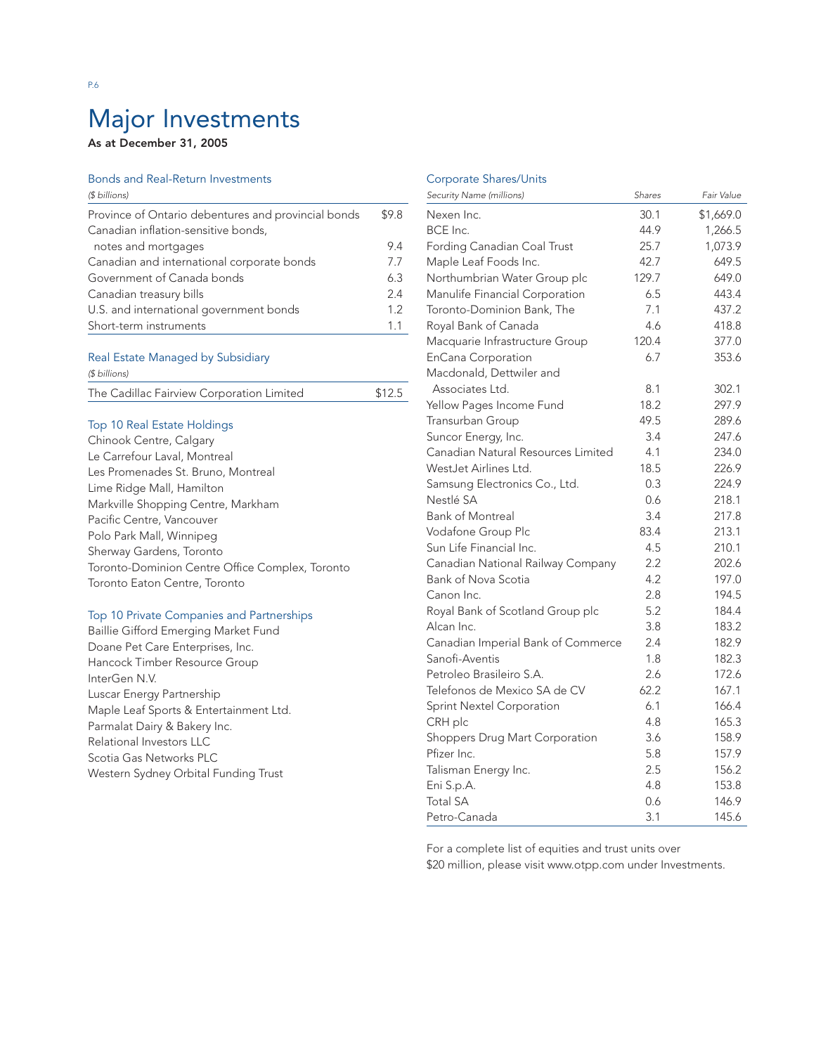# Major Investments

**As at December 31, 2005**

## Bonds and Real-Return Investments

| ($ billions) | |
|---|---|
| Province of Ontario debentures and provincial bonds | $9.8 |
| Canadian inflation-sensitive bonds, notes and mortgages | 9.4 |
| Canadian and international corporate bonds | 7.7 |
| Government of Canada bonds | 6.3 |
| Canadian treasury bills | 2.4 |
| U.S. and international government bonds | 1.2 |
| Short-term instruments | 1.1 |

## Real Estate Managed by Subsidiary

| ($ billions) | |
|---|---|
| The Cadillac Fairview Corporation Limited | $12.5 |

## Top 10 Real Estate Holdings

Chinook Centre, Calgary
Le Carrefour Laval, Montreal
Les Promenades St. Bruno, Montreal
Lime Ridge Mall, Hamilton
Markville Shopping Centre, Markham
Pacific Centre, Vancouver
Polo Park Mall, Winnipeg
Sherway Gardens, Toronto
Toronto-Dominion Centre Office Complex, Toronto
Toronto Eaton Centre, Toronto

## Top 10 Private Companies and Partnerships

Baillie Gifford Emerging Market Fund
Doane Pet Care Enterprises, Inc.
Hancock Timber Resource Group
InterGen N.V.
Luscar Energy Partnership
Maple Leaf Sports & Entertainment Ltd.
Parmalat Dairy & Bakery Inc.
Relational Investors LLC
Scotia Gas Networks PLC
Western Sydney Orbital Funding Trust

## Corporate Shares/Units

| Security Name (millions) | Shares | Fair Value |
|---|---|---|
| Nexen Inc. | 30.1 | $1,669.0 |
| BCE Inc. | 44.9 | 1,266.5 |
| Fording Canadian Coal Trust | 25.7 | 1,073.9 |
| Maple Leaf Foods Inc. | 42.7 | 649.5 |
| Northumbrian Water Group plc | 129.7 | 649.0 |
| Manulife Financial Corporation | 6.5 | 443.4 |
| Toronto-Dominion Bank, The | 7.1 | 437.2 |
| Royal Bank of Canada | 4.6 | 418.8 |
| Macquarie Infrastructure Group | 120.4 | 377.0 |
| EnCana Corporation | 6.7 | 353.6 |
| Macdonald, Dettwiler and Associates Ltd. | 8.1 | 302.1 |
| Yellow Pages Income Fund | 18.2 | 297.9 |
| Transurban Group | 49.5 | 289.6 |
| Suncor Energy, Inc. | 3.4 | 247.6 |
| Canadian Natural Resources Limited | 4.1 | 234.0 |
| WestJet Airlines Ltd. | 18.5 | 226.9 |
| Samsung Electronics Co., Ltd. | 0.3 | 224.9 |
| Nestlé SA | 0.6 | 218.1 |
| Bank of Montreal | 3.4 | 217.8 |
| Vodafone Group Plc | 83.4 | 213.1 |
| Sun Life Financial Inc. | 4.5 | 210.1 |
| Canadian National Railway Company | 2.2 | 202.6 |
| Bank of Nova Scotia | 4.2 | 197.0 |
| Canon Inc. | 2.8 | 194.5 |
| Royal Bank of Scotland Group plc | 5.2 | 184.4 |
| Alcan Inc. | 3.8 | 183.2 |
| Canadian Imperial Bank of Commerce | 2.4 | 182.9 |
| Sanofi-Aventis | 1.8 | 182.3 |
| Petroleo Brasileiro S.A. | 2.6 | 172.6 |
| Telefonos de Mexico SA de CV | 62.2 | 167.1 |
| Sprint Nextel Corporation | 6.1 | 166.4 |
| CRH plc | 4.8 | 165.3 |
| Shoppers Drug Mart Corporation | 3.6 | 158.9 |
| Pfizer Inc. | 5.8 | 157.9 |
| Talisman Energy Inc. | 2.5 | 156.2 |
| Eni S.p.A. | 4.8 | 153.8 |
| Total SA | 0.6 | 146.9 |
| Petro-Canada | 3.1 | 145.6 |

For a complete list of equities and trust units over $20 million, please visit www.otpp.com under Investments.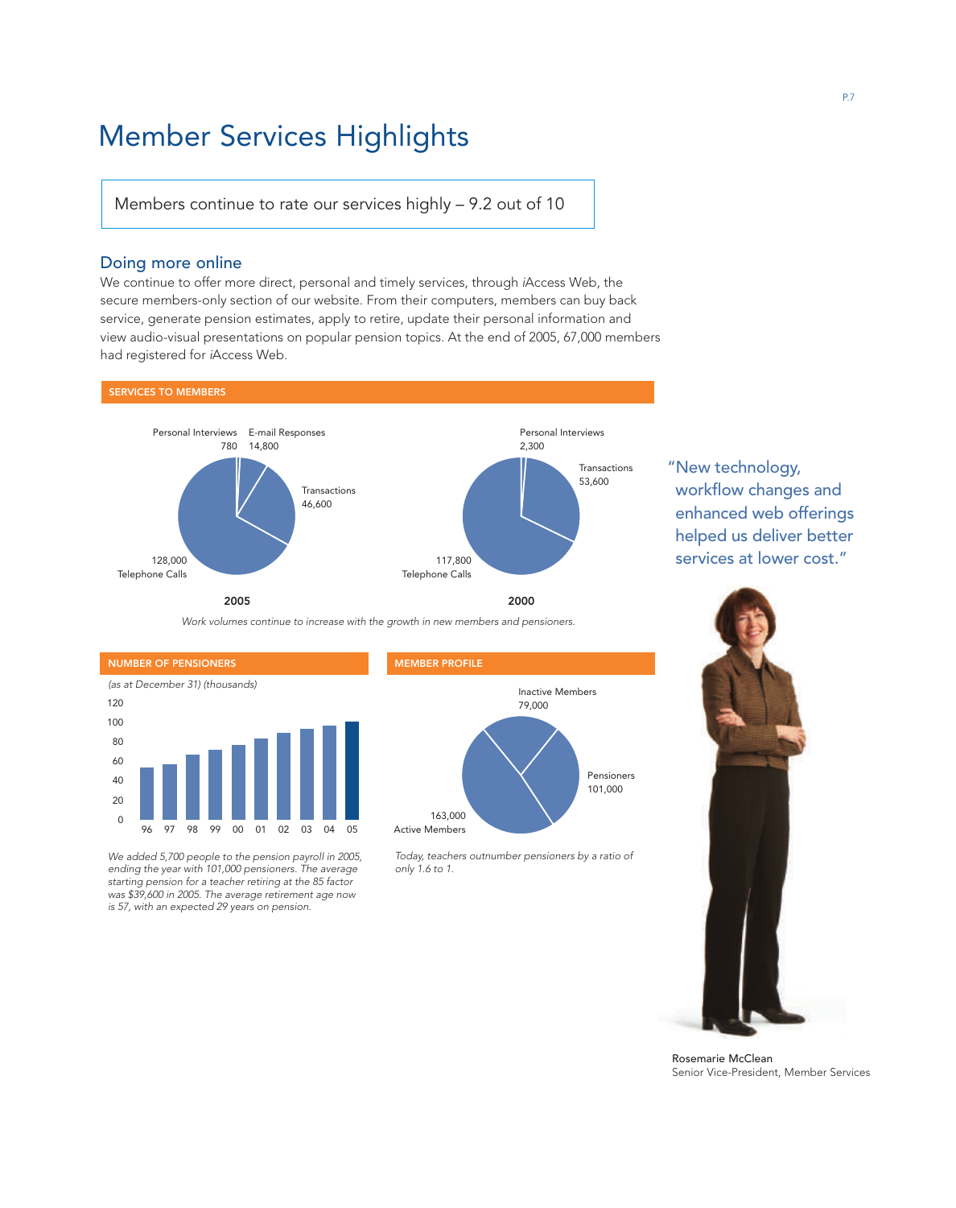# Member Services Highlights

Members continue to rate our services highly – 9.2 out of 10

## Doing more online

We continue to offer more direct, personal and timely services, through *i*Access Web, the secure members-only section of our website. From their computers, members can buy back service, generate pension estimates, apply to retire, update their personal information and view audio-visual presentations on popular pension topics. At the end of 2005, 67,000 members had registered for *i*Access Web.

**SERVICES TO MEMBERS**

| Service | 2005 | 2000 |
|---|---|---|
| Personal Interviews | 780 | 2,300 |
| E-mail Responses | 14,800 | |
| Transactions | 46,600 | 53,600 |
| Telephone Calls | 128,000 | 117,800 |

*Work volumes continue to increase with the growth in new members and pensioners.*

“New technology, workflow changes and enhanced web offerings helped us deliver better services at lower cost.”

Rosemarie McClean
Senior Vice-President, Member Services

**NUMBER OF PENSIONERS**

*(as at December 31) (thousands)*

Bar chart, years 96, 97, 98, 99, 00, 01, 02, 03, 04, 05 (axis 0–120).

*We added 5,700 people to the pension payroll in 2005, ending the year with 101,000 pensioners. The average starting pension for a teacher retiring at the 85 factor was $39,600 in 2005. The average retirement age now is 57, with an expected 29 years on pension.*

**MEMBER PROFILE**

| Category | Number |
|---|---|
| Inactive Members | 79,000 |
| Pensioners | 101,000 |
| Active Members | 163,000 |

*Today, teachers outnumber pensioners by a ratio of only 1.6 to 1.*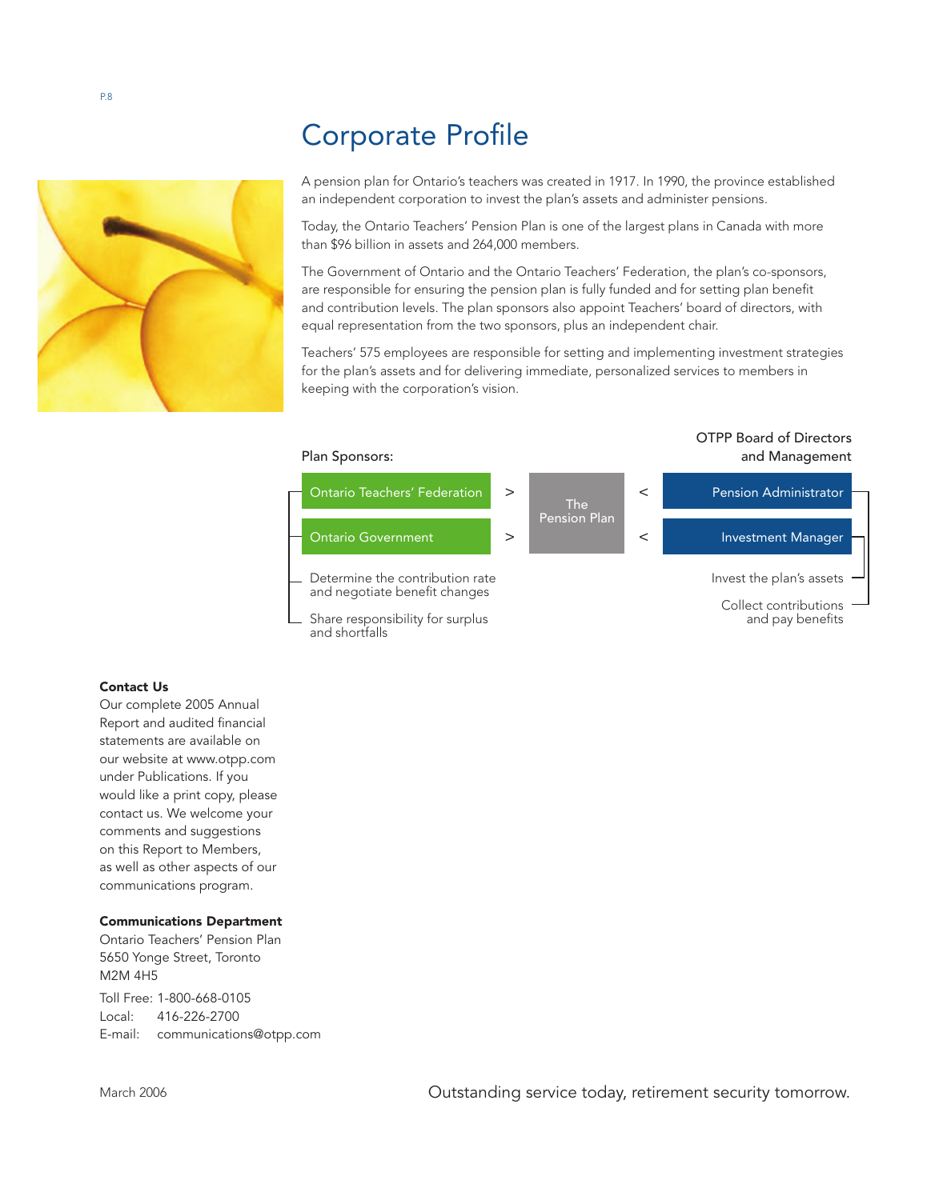# Corporate Profile

A pension plan for Ontario's teachers was created in 1917. In 1990, the province established an independent corporation to invest the plan's assets and administer pensions.

Today, the Ontario Teachers' Pension Plan is one of the largest plans in Canada with more than $96 billion in assets and 264,000 members.

The Government of Ontario and the Ontario Teachers' Federation, the plan's co-sponsors, are responsible for ensuring the pension plan is fully funded and for setting plan benefit and contribution levels. The plan sponsors also appoint Teachers' board of directors, with equal representation from the two sponsors, plus an independent chair.

Teachers' 575 employees are responsible for setting and implementing investment strategies for the plan's assets and for delivering immediate, personalized services to members in keeping with the corporation's vision.

Plan Sponsors:

Ontario Teachers' Federation >

Ontario Government >

The Pension Plan

OTPP Board of Directors and Management

< Pension Administrator

< Investment Manager

Determine the contribution rate and negotiate benefit changes

Share responsibility for surplus and shortfalls

Invest the plan's assets

Collect contributions and pay benefits

**Contact Us**
Our complete 2005 Annual Report and audited financial statements are available on our website at www.otpp.com under Publications. If you would like a print copy, please contact us. We welcome your comments and suggestions on this Report to Members, as well as other aspects of our communications program.

**Communications Department**
Ontario Teachers' Pension Plan
5650 Yonge Street, Toronto
M2M 4H5

Toll Free: 1-800-668-0105
Local: 416-226-2700
E-mail: communications@otpp.com

March 2006

Outstanding service today, retirement security tomorrow.